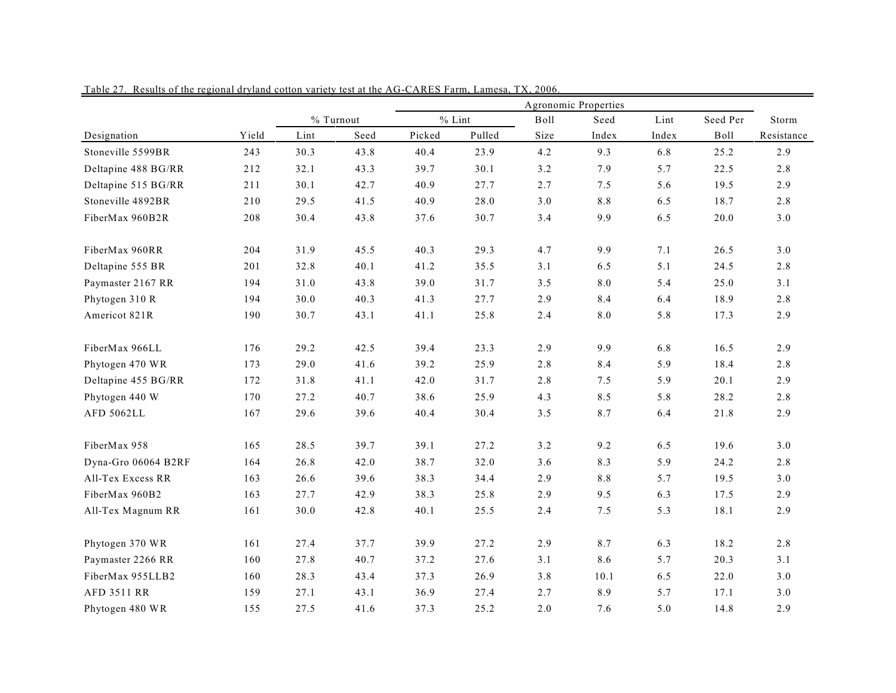Table 27. Results of the regional dryland cotton variety test at the AG-CARES Farm, Lamesa, TX, 2006.

| | | % Turnout | | Agronomic Properties | | | | | | | |
|---|---|---|---|---|---|---|---|---|---|---|---|
| | | | | % Lint | | Boll | Seed | Lint | Seed Per | Storm |
| Designation | Yield | Lint | Seed | Picked | Pulled | Size | Index | Index | Boll | Resistance |
| Stoneville 5599BR | 243 | 30.3 | 43.8 | 40.4 | 23.9 | 4.2 | 9.3 | 6.8 | 25.2 | 2.9 |
| Deltapine 488 BG/RR | 212 | 32.1 | 43.3 | 39.7 | 30.1 | 3.2 | 7.9 | 5.7 | 22.5 | 2.8 |
| Deltapine 515 BG/RR | 211 | 30.1 | 42.7 | 40.9 | 27.7 | 2.7 | 7.5 | 5.6 | 19.5 | 2.9 |
| Stoneville 4892BR | 210 | 29.5 | 41.5 | 40.9 | 28.0 | 3.0 | 8.8 | 6.5 | 18.7 | 2.8 |
| FiberMax 960B2R | 208 | 30.4 | 43.8 | 37.6 | 30.7 | 3.4 | 9.9 | 6.5 | 20.0 | 3.0 |
| FiberMax 960RR | 204 | 31.9 | 45.5 | 40.3 | 29.3 | 4.7 | 9.9 | 7.1 | 26.5 | 3.0 |
| Deltapine 555 BR | 201 | 32.8 | 40.1 | 41.2 | 35.5 | 3.1 | 6.5 | 5.1 | 24.5 | 2.8 |
| Paymaster 2167 RR | 194 | 31.0 | 43.8 | 39.0 | 31.7 | 3.5 | 8.0 | 5.4 | 25.0 | 3.1 |
| Phytogen 310 R | 194 | 30.0 | 40.3 | 41.3 | 27.7 | 2.9 | 8.4 | 6.4 | 18.9 | 2.8 |
| Americot 821R | 190 | 30.7 | 43.1 | 41.1 | 25.8 | 2.4 | 8.0 | 5.8 | 17.3 | 2.9 |
| FiberMax 966LL | 176 | 29.2 | 42.5 | 39.4 | 23.3 | 2.9 | 9.9 | 6.8 | 16.5 | 2.9 |
| Phytogen 470 WR | 173 | 29.0 | 41.6 | 39.2 | 25.9 | 2.8 | 8.4 | 5.9 | 18.4 | 2.8 |
| Deltapine 455 BG/RR | 172 | 31.8 | 41.1 | 42.0 | 31.7 | 2.8 | 7.5 | 5.9 | 20.1 | 2.9 |
| Phytogen 440 W | 170 | 27.2 | 40.7 | 38.6 | 25.9 | 4.3 | 8.5 | 5.8 | 28.2 | 2.8 |
| AFD 5062LL | 167 | 29.6 | 39.6 | 40.4 | 30.4 | 3.5 | 8.7 | 6.4 | 21.8 | 2.9 |
| FiberMax 958 | 165 | 28.5 | 39.7 | 39.1 | 27.2 | 3.2 | 9.2 | 6.5 | 19.6 | 3.0 |
| Dyna-Gro 06064 B2RF | 164 | 26.8 | 42.0 | 38.7 | 32.0 | 3.6 | 8.3 | 5.9 | 24.2 | 2.8 |
| All-Tex Excess RR | 163 | 26.6 | 39.6 | 38.3 | 34.4 | 2.9 | 8.8 | 5.7 | 19.5 | 3.0 |
| FiberMax 960B2 | 163 | 27.7 | 42.9 | 38.3 | 25.8 | 2.9 | 9.5 | 6.3 | 17.5 | 2.9 |
| All-Tex Magnum RR | 161 | 30.0 | 42.8 | 40.1 | 25.5 | 2.4 | 7.5 | 5.3 | 18.1 | 2.9 |
| Phytogen 370 WR | 161 | 27.4 | 37.7 | 39.9 | 27.2 | 2.9 | 8.7 | 6.3 | 18.2 | 2.8 |
| Paymaster 2266 RR | 160 | 27.8 | 40.7 | 37.2 | 27.6 | 3.1 | 8.6 | 5.7 | 20.3 | 3.1 |
| FiberMax 955LLB2 | 160 | 28.3 | 43.4 | 37.3 | 26.9 | 3.8 | 10.1 | 6.5 | 22.0 | 3.0 |
| AFD 3511 RR | 159 | 27.1 | 43.1 | 36.9 | 27.4 | 2.7 | 8.9 | 5.7 | 17.1 | 3.0 |
| Phytogen 480 WR | 155 | 27.5 | 41.6 | 37.3 | 25.2 | 2.0 | 7.6 | 5.0 | 14.8 | 2.9 |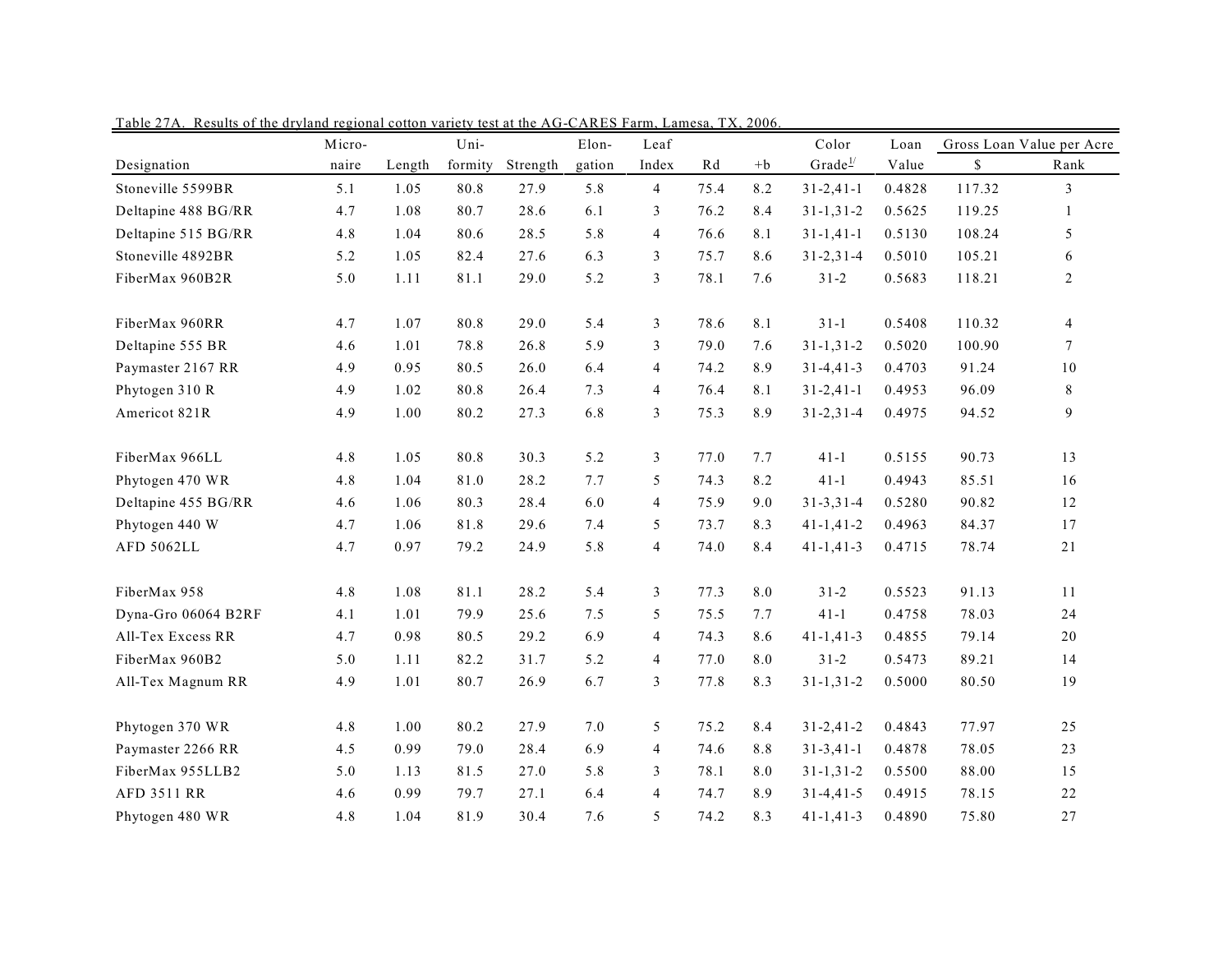Table 27A. Results of the dryland regional cotton variety test at the AG-CARES Farm, Lamesa, TX, 2006.

| Designation | Micro-naire | Length | Uni-formity | Strength | Elon-gation | Leaf Index | Rd | +b | Color Grade[1/] | Loan Value | Gross Loan Value per Acre | |
|---|---|---|---|---|---|---|---|---|---|---|---|---|
| | | | | | | | | | | | $ | Rank |
| Stoneville 5599BR | 5.1 | 1.05 | 80.8 | 27.9 | 5.8 | 4 | 75.4 | 8.2 | 31-2,41-1 | 0.4828 | 117.32 | 3 |
| Deltapine 488 BG/RR | 4.7 | 1.08 | 80.7 | 28.6 | 6.1 | 3 | 76.2 | 8.4 | 31-1,31-2 | 0.5625 | 119.25 | 1 |
| Deltapine 515 BG/RR | 4.8 | 1.04 | 80.6 | 28.5 | 5.8 | 4 | 76.6 | 8.1 | 31-1,41-1 | 0.5130 | 108.24 | 5 |
| Stoneville 4892BR | 5.2 | 1.05 | 82.4 | 27.6 | 6.3 | 3 | 75.7 | 8.6 | 31-2,31-4 | 0.5010 | 105.21 | 6 |
| FiberMax 960B2R | 5.0 | 1.11 | 81.1 | 29.0 | 5.2 | 3 | 78.1 | 7.6 | 31-2 | 0.5683 | 118.21 | 2 |
| FiberMax 960RR | 4.7 | 1.07 | 80.8 | 29.0 | 5.4 | 3 | 78.6 | 8.1 | 31-1 | 0.5408 | 110.32 | 4 |
| Deltapine 555 BR | 4.6 | 1.01 | 78.8 | 26.8 | 5.9 | 3 | 79.0 | 7.6 | 31-1,31-2 | 0.5020 | 100.90 | 7 |
| Paymaster 2167 RR | 4.9 | 0.95 | 80.5 | 26.0 | 6.4 | 4 | 74.2 | 8.9 | 31-4,41-3 | 0.4703 | 91.24 | 10 |
| Phytogen 310 R | 4.9 | 1.02 | 80.8 | 26.4 | 7.3 | 4 | 76.4 | 8.1 | 31-2,41-1 | 0.4953 | 96.09 | 8 |
| Americot 821R | 4.9 | 1.00 | 80.2 | 27.3 | 6.8 | 3 | 75.3 | 8.9 | 31-2,31-4 | 0.4975 | 94.52 | 9 |
| FiberMax 966LL | 4.8 | 1.05 | 80.8 | 30.3 | 5.2 | 3 | 77.0 | 7.7 | 41-1 | 0.5155 | 90.73 | 13 |
| Phytogen 470 WR | 4.8 | 1.04 | 81.0 | 28.2 | 7.7 | 5 | 74.3 | 8.2 | 41-1 | 0.4943 | 85.51 | 16 |
| Deltapine 455 BG/RR | 4.6 | 1.06 | 80.3 | 28.4 | 6.0 | 4 | 75.9 | 9.0 | 31-3,31-4 | 0.5280 | 90.82 | 12 |
| Phytogen 440 W | 4.7 | 1.06 | 81.8 | 29.6 | 7.4 | 5 | 73.7 | 8.3 | 41-1,41-2 | 0.4963 | 84.37 | 17 |
| AFD 5062LL | 4.7 | 0.97 | 79.2 | 24.9 | 5.8 | 4 | 74.0 | 8.4 | 41-1,41-3 | 0.4715 | 78.74 | 21 |
| FiberMax 958 | 4.8 | 1.08 | 81.1 | 28.2 | 5.4 | 3 | 77.3 | 8.0 | 31-2 | 0.5523 | 91.13 | 11 |
| Dyna-Gro 06064 B2RF | 4.1 | 1.01 | 79.9 | 25.6 | 7.5 | 5 | 75.5 | 7.7 | 41-1 | 0.4758 | 78.03 | 24 |
| All-Tex Excess RR | 4.7 | 0.98 | 80.5 | 29.2 | 6.9 | 4 | 74.3 | 8.6 | 41-1,41-3 | 0.4855 | 79.14 | 20 |
| FiberMax 960B2 | 5.0 | 1.11 | 82.2 | 31.7 | 5.2 | 4 | 77.0 | 8.0 | 31-2 | 0.5473 | 89.21 | 14 |
| All-Tex Magnum RR | 4.9 | 1.01 | 80.7 | 26.9 | 6.7 | 3 | 77.8 | 8.3 | 31-1,31-2 | 0.5000 | 80.50 | 19 |
| Phytogen 370 WR | 4.8 | 1.00 | 80.2 | 27.9 | 7.0 | 5 | 75.2 | 8.4 | 31-2,41-2 | 0.4843 | 77.97 | 25 |
| Paymaster 2266 RR | 4.5 | 0.99 | 79.0 | 28.4 | 6.9 | 4 | 74.6 | 8.8 | 31-3,41-1 | 0.4878 | 78.05 | 23 |
| FiberMax 955LLB2 | 5.0 | 1.13 | 81.5 | 27.0 | 5.8 | 3 | 78.1 | 8.0 | 31-1,31-2 | 0.5500 | 88.00 | 15 |
| AFD 3511 RR | 4.6 | 0.99 | 79.7 | 27.1 | 6.4 | 4 | 74.7 | 8.9 | 31-4,41-5 | 0.4915 | 78.15 | 22 |
| Phytogen 480 WR | 4.8 | 1.04 | 81.9 | 30.4 | 7.6 | 5 | 74.2 | 8.3 | 41-1,41-3 | 0.4890 | 75.80 | 27 |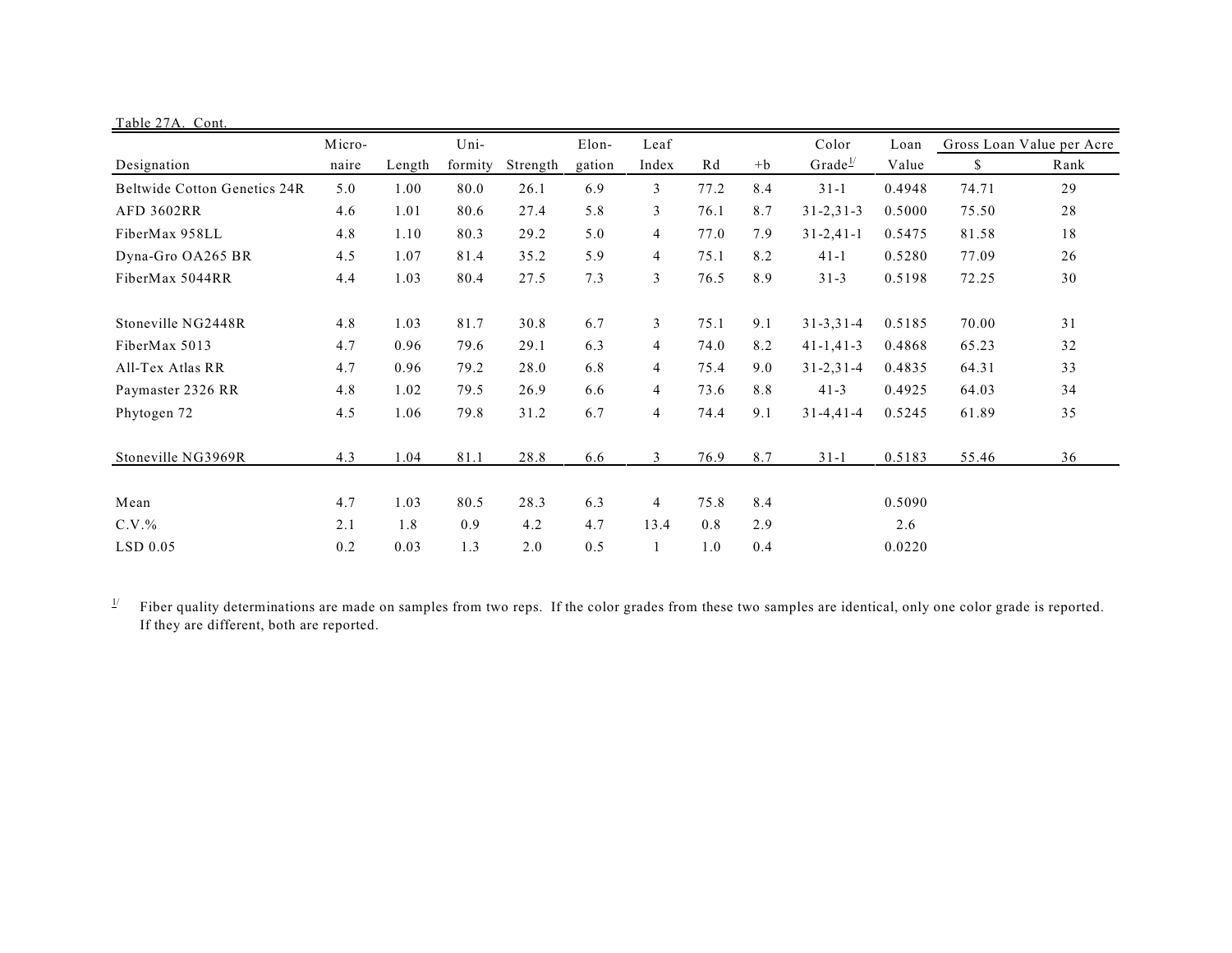Table 27A. Cont.

| Designation | Micro-naire | Length | Uni-formity | Strength | Elon-gation | Leaf Index | Rd | +b | Color Grade[1/] | Loan Value | Gross Loan Value per Acre $ | Rank |
|---|---|---|---|---|---|---|---|---|---|---|---|---|
| Beltwide Cotton Genetics 24R | 5.0 | 1.00 | 80.0 | 26.1 | 6.9 | 3 | 77.2 | 8.4 | 31-1 | 0.4948 | 74.71 | 29 |
| AFD 3602RR | 4.6 | 1.01 | 80.6 | 27.4 | 5.8 | 3 | 76.1 | 8.7 | 31-2,31-3 | 0.5000 | 75.50 | 28 |
| FiberMax 958LL | 4.8 | 1.10 | 80.3 | 29.2 | 5.0 | 4 | 77.0 | 7.9 | 31-2,41-1 | 0.5475 | 81.58 | 18 |
| Dyna-Gro OA265 BR | 4.5 | 1.07 | 81.4 | 35.2 | 5.9 | 4 | 75.1 | 8.2 | 41-1 | 0.5280 | 77.09 | 26 |
| FiberMax 5044RR | 4.4 | 1.03 | 80.4 | 27.5 | 7.3 | 3 | 76.5 | 8.9 | 31-3 | 0.5198 | 72.25 | 30 |
| Stoneville NG2448R | 4.8 | 1.03 | 81.7 | 30.8 | 6.7 | 3 | 75.1 | 9.1 | 31-3,31-4 | 0.5185 | 70.00 | 31 |
| FiberMax 5013 | 4.7 | 0.96 | 79.6 | 29.1 | 6.3 | 4 | 74.0 | 8.2 | 41-1,41-3 | 0.4868 | 65.23 | 32 |
| All-Tex Atlas RR | 4.7 | 0.96 | 79.2 | 28.0 | 6.8 | 4 | 75.4 | 9.0 | 31-2,31-4 | 0.4835 | 64.31 | 33 |
| Paymaster 2326 RR | 4.8 | 1.02 | 79.5 | 26.9 | 6.6 | 4 | 73.6 | 8.8 | 41-3 | 0.4925 | 64.03 | 34 |
| Phytogen 72 | 4.5 | 1.06 | 79.8 | 31.2 | 6.7 | 4 | 74.4 | 9.1 | 31-4,41-4 | 0.5245 | 61.89 | 35 |
| Stoneville NG3969R | 4.3 | 1.04 | 81.1 | 28.8 | 6.6 | 3 | 76.9 | 8.7 | 31-1 | 0.5183 | 55.46 | 36 |
| Mean | 4.7 | 1.03 | 80.5 | 28.3 | 6.3 | 4 | 75.8 | 8.4 | | 0.5090 | | |
| C.V.% | 2.1 | 1.8 | 0.9 | 4.2 | 4.7 | 13.4 | 0.8 | 2.9 | | 2.6 | | |
| LSD 0.05 | 0.2 | 0.03 | 1.3 | 2.0 | 0.5 | 1 | 1.0 | 0.4 | | 0.0220 | | |

[1/] Fiber quality determinations are made on samples from two reps. If the color grades from these two samples are identical, only one color grade is reported. If they are different, both are reported.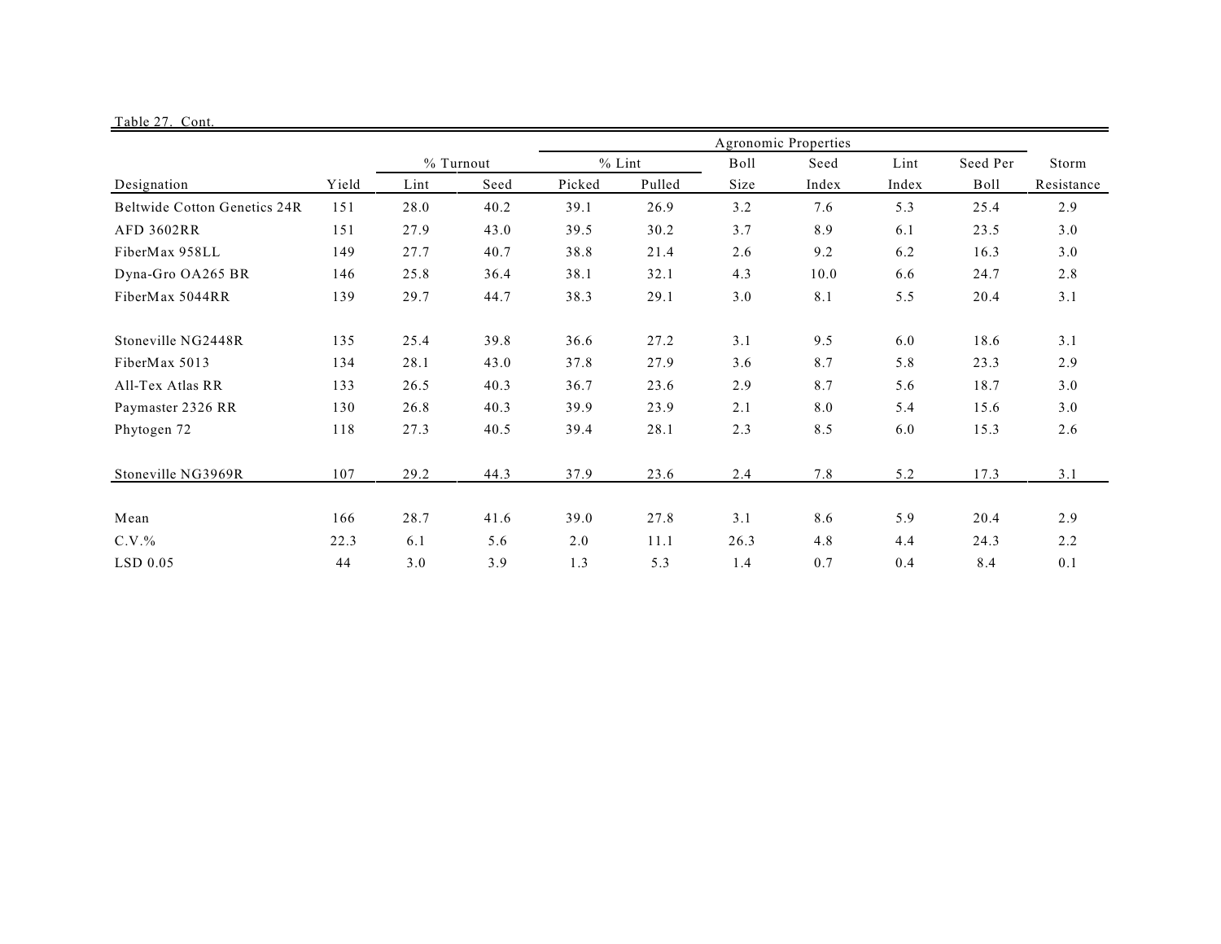Table 27. Cont.

| | | | | Agronomic Properties | | | | | | | |
|---|---|---|---|---|---|---|---|---|---|---|
| | | % Turnout | | % Lint | | Boll | Seed | Lint | Seed Per | Storm |
| Designation | Yield | Lint | Seed | Picked | Pulled | Size | Index | Index | Boll | Resistance |
| Beltwide Cotton Genetics 24R | 151 | 28.0 | 40.2 | 39.1 | 26.9 | 3.2 | 7.6 | 5.3 | 25.4 | 2.9 |
| AFD 3602RR | 151 | 27.9 | 43.0 | 39.5 | 30.2 | 3.7 | 8.9 | 6.1 | 23.5 | 3.0 |
| FiberMax 958LL | 149 | 27.7 | 40.7 | 38.8 | 21.4 | 2.6 | 9.2 | 6.2 | 16.3 | 3.0 |
| Dyna-Gro OA265 BR | 146 | 25.8 | 36.4 | 38.1 | 32.1 | 4.3 | 10.0 | 6.6 | 24.7 | 2.8 |
| FiberMax 5044RR | 139 | 29.7 | 44.7 | 38.3 | 29.1 | 3.0 | 8.1 | 5.5 | 20.4 | 3.1 |
| Stoneville NG2448R | 135 | 25.4 | 39.8 | 36.6 | 27.2 | 3.1 | 9.5 | 6.0 | 18.6 | 3.1 |
| FiberMax 5013 | 134 | 28.1 | 43.0 | 37.8 | 27.9 | 3.6 | 8.7 | 5.8 | 23.3 | 2.9 |
| All-Tex Atlas RR | 133 | 26.5 | 40.3 | 36.7 | 23.6 | 2.9 | 8.7 | 5.6 | 18.7 | 3.0 |
| Paymaster 2326 RR | 130 | 26.8 | 40.3 | 39.9 | 23.9 | 2.1 | 8.0 | 5.4 | 15.6 | 3.0 |
| Phytogen 72 | 118 | 27.3 | 40.5 | 39.4 | 28.1 | 2.3 | 8.5 | 6.0 | 15.3 | 2.6 |
| Stoneville NG3969R | 107 | 29.2 | 44.3 | 37.9 | 23.6 | 2.4 | 7.8 | 5.2 | 17.3 | 3.1 |
| Mean | 166 | 28.7 | 41.6 | 39.0 | 27.8 | 3.1 | 8.6 | 5.9 | 20.4 | 2.9 |
| C.V.% | 22.3 | 6.1 | 5.6 | 2.0 | 11.1 | 26.3 | 4.8 | 4.4 | 24.3 | 2.2 |
| LSD 0.05 | 44 | 3.0 | 3.9 | 1.3 | 5.3 | 1.4 | 0.7 | 0.4 | 8.4 | 0.1 |